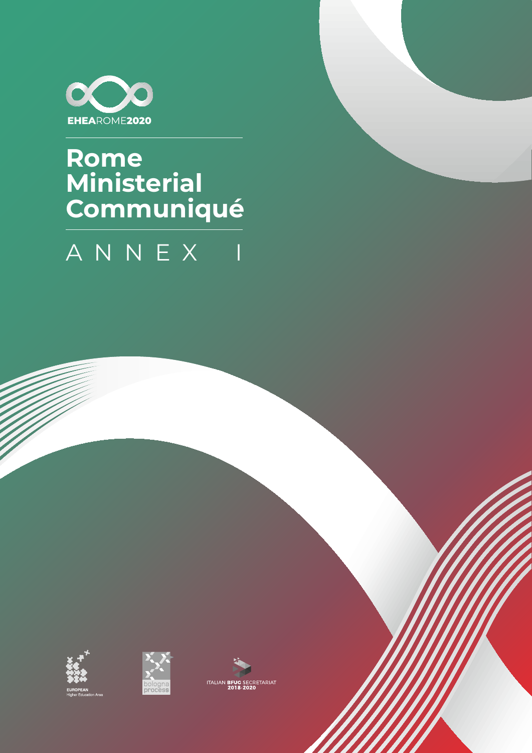EHEAROME2020

# Rome Ministerial Communiqué

## ANNEX I

EUROPEAN Higher Education Area

bologna process

ITALIAN BFUG SECRETARIAT 2018-2020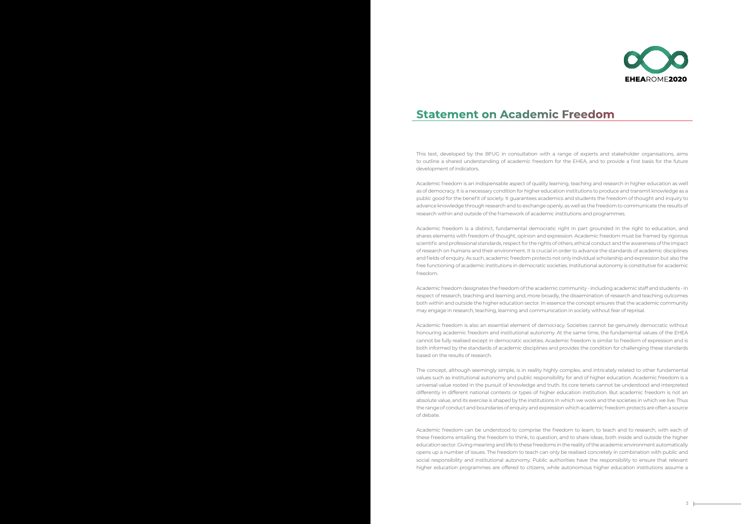# Statement on Academic Freedom

This text, developed by the BFUG in consultation with a range of experts and stakeholder organisations, aims to outline a shared understanding of academic freedom for the EHEA, and to provide a first basis for the future development of indicators.

Academic freedom is an indispensable aspect of quality learning, teaching and research in higher education as well as of democracy. It is a necessary condition for higher education institutions to produce and transmit knowledge as a public good for the benefit of society. It guarantees academics and students the freedom of thought and inquiry to advance knowledge through research and to exchange openly, as well as the freedom to communicate the results of research within and outside of the framework of academic institutions and programmes.

Academic freedom is a distinct, fundamental democratic right in part grounded in the right to education, and shares elements with freedom of thought, opinion and expression. Academic freedom must be framed by rigorous scientific and professional standards, respect for the rights of others, ethical conduct and the awareness of the impact of research on humans and their environment. It is crucial in order to advance the standards of academic disciplines and fields of enquiry. As such, academic freedom protects not only individual scholarship and expression but also the free functioning of academic institutions in democratic societies. Institutional autonomy is constitutive for academic freedom.

Academic freedom designates the freedom of the academic community - including academic staff and students - in respect of research, teaching and learning and, more broadly, the dissemination of research and teaching outcomes both within and outside the higher education sector. In essence the concept ensures that the academic community may engage in research, teaching, learning and communication in society without fear of reprisal.

Academic freedom is also an essential element of democracy. Societies cannot be genuinely democratic without honouring academic freedom and institutional autonomy. At the same time, the fundamental values of the EHEA cannot be fully realised except in democratic societies. Academic freedom is similar to freedom of expression and is both informed by the standards of academic disciplines and provides the condition for challenging these standards based on the results of research.

The concept, although seemingly simple, is in reality highly complex, and intricately related to other fundamental values such as institutional autonomy and public responsibility for and of higher education. Academic freedom is a universal value rooted in the pursuit of knowledge and truth. Its core tenets cannot be understood and interpreted differently in different national contexts or types of higher education institution. But academic freedom is not an absolute value, and its exercise is shaped by the institutions in which we work and the societies in which we live. Thus the range of conduct and boundaries of enquiry and expression which academic freedom protects are often a source of debate.

Academic freedom can be understood to comprise the freedom to learn, to teach and to research, with each of these freedoms entailing the freedom to think, to question, and to share ideas, both inside and outside the higher education sector. Giving meaning and life to these freedoms in the reality of the academic environment automatically opens up a number of issues. The freedom to teach can only be realised concretely in combination with public and social responsibility and institutional autonomy. Public authorities have the responsibility to ensure that relevant higher education programmes are offered to citizens, while autonomous higher education institutions assume a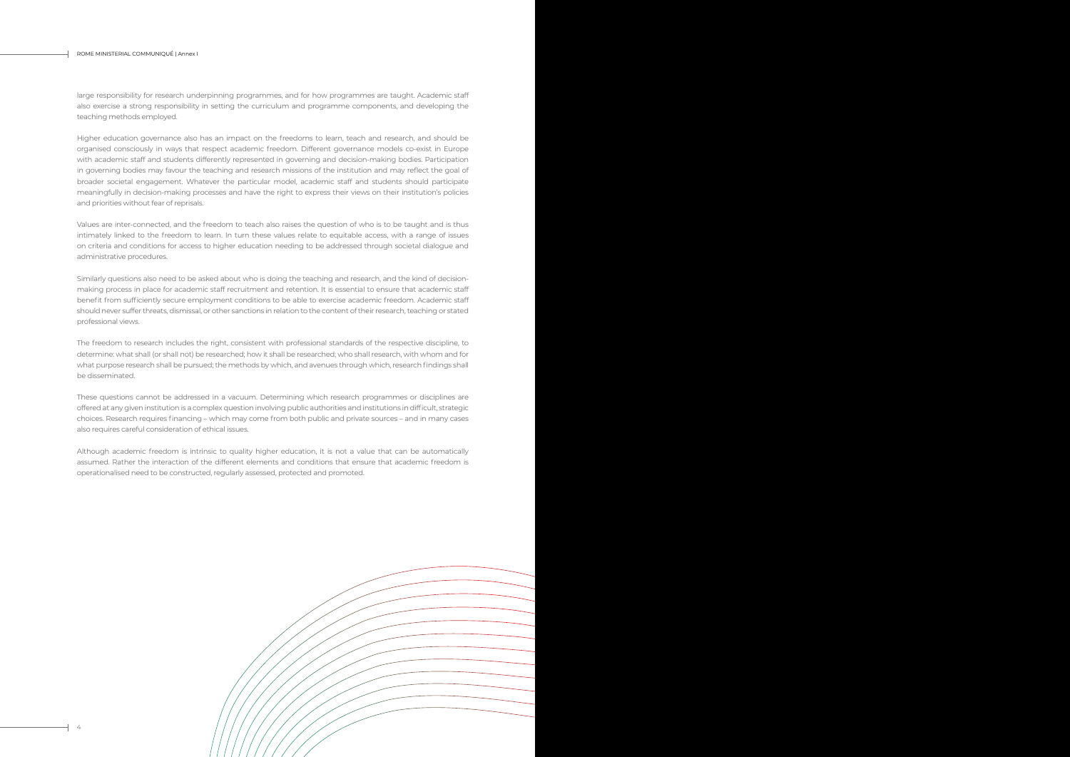large responsibility for research underpinning programmes, and for how programmes are taught. Academic staff also exercise a strong responsibility in setting the curriculum and programme components, and developing the teaching methods employed.

Higher education governance also has an impact on the freedoms to learn, teach and research, and should be organised consciously in ways that respect academic freedom. Different governance models co-exist in Europe with academic staff and students differently represented in governing and decision-making bodies. Participation in governing bodies may favour the teaching and research missions of the institution and may reflect the goal of broader societal engagement. Whatever the particular model, academic staff and students should participate meaningfully in decision-making processes and have the right to express their views on their institution's policies and priorities without fear of reprisals.

Values are inter-connected, and the freedom to teach also raises the question of who is to be taught and is thus intimately linked to the freedom to learn. In turn these values relate to equitable access, with a range of issues on criteria and conditions for access to higher education needing to be addressed through societal dialogue and administrative procedures.

Similarly questions also need to be asked about who is doing the teaching and research, and the kind of decision-making process in place for academic staff recruitment and retention. It is essential to ensure that academic staff benefit from sufficiently secure employment conditions to be able to exercise academic freedom. Academic staff should never suffer threats, dismissal, or other sanctions in relation to the content of their research, teaching or stated professional views.

The freedom to research includes the right, consistent with professional standards of the respective discipline, to determine: what shall (or shall not) be researched; how it shall be researched; who shall research, with whom and for what purpose research shall be pursued; the methods by which, and avenues through which, research findings shall be disseminated.

These questions cannot be addressed in a vacuum. Determining which research programmes or disciplines are offered at any given institution is a complex question involving public authorities and institutions in difficult, strategic choices. Research requires financing – which may come from both public and private sources – and in many cases also requires careful consideration of ethical issues.

Although academic freedom is intrinsic to quality higher education, it is not a value that can be automatically assumed. Rather the interaction of the different elements and conditions that ensure that academic freedom is operationalised need to be constructed, regularly assessed, protected and promoted.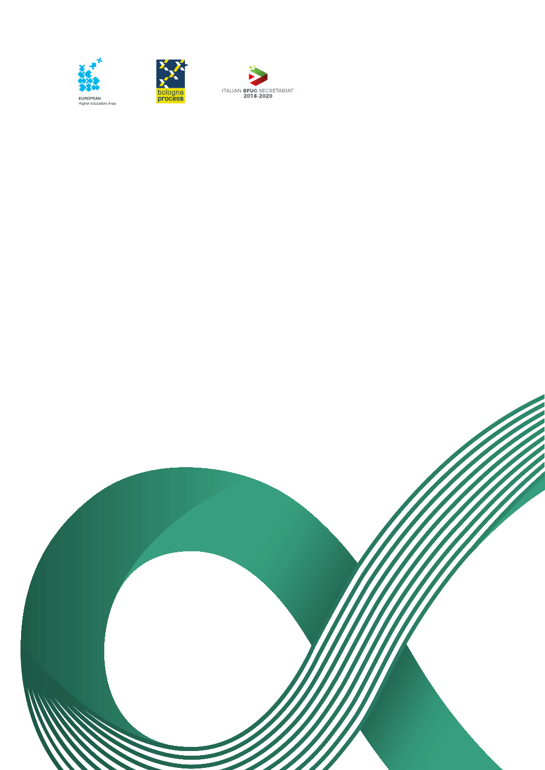EUROPEAN
Higher Education Area

bologna
process

ITALIAN **BFUG** SECRETARIAT
**2018-2020**